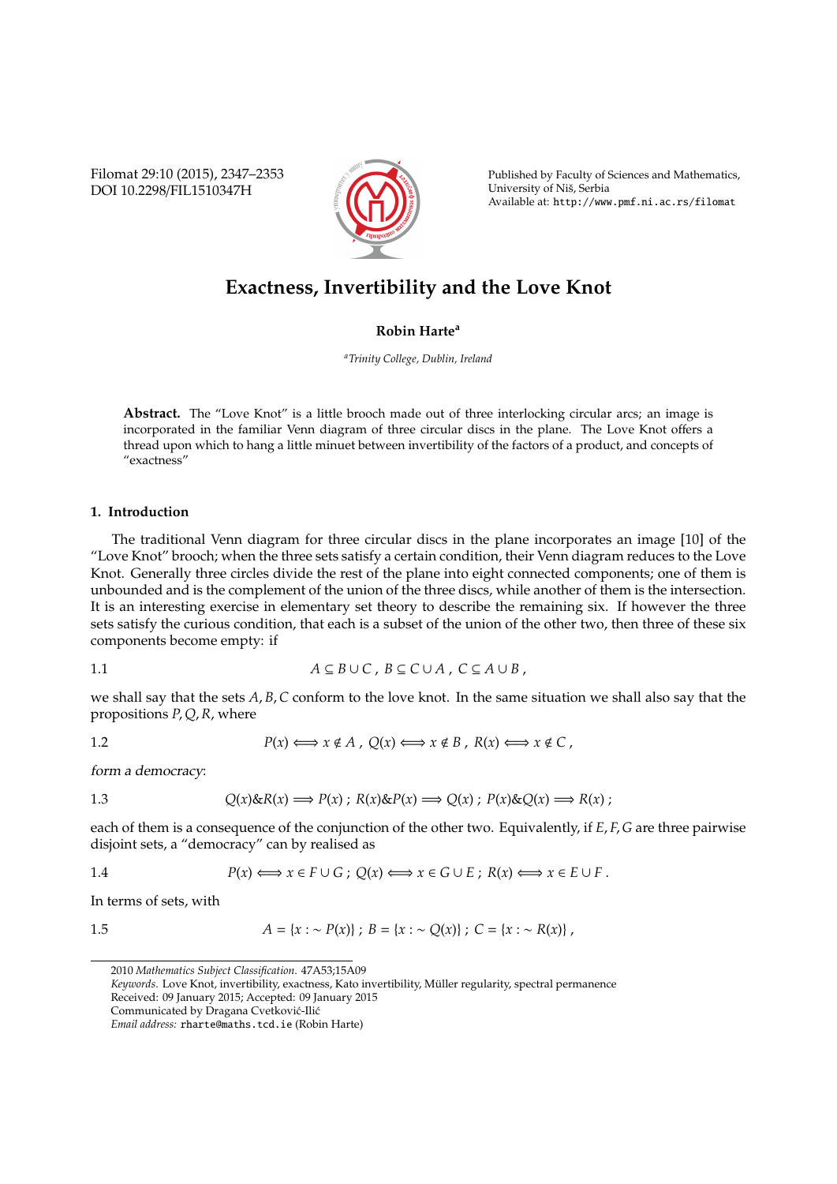# Exactness, Invertibility and the Love Knot

**Robin Harte**[a]

[a]*Trinity College, Dublin, Ireland*

**Abstract.** The "Love Knot" is a little brooch made out of three interlocking circular arcs; an image is incorporated in the familiar Venn diagram of three circular discs in the plane. The Love Knot offers a thread upon which to hang a little minuet between invertibility of the factors of a product, and concepts of "exactness"

## 1. Introduction

The traditional Venn diagram for three circular discs in the plane incorporates an image [10] of the "Love Knot" brooch; when the three sets satisfy a certain condition, their Venn diagram reduces to the Love Knot. Generally three circles divide the rest of the plane into eight connected components; one of them is unbounded and is the complement of the union of the three discs, while another of them is the intersection. It is an interesting exercise in elementary set theory to describe the remaining six. If however the three sets satisfy the curious condition, that each is a subset of the union of the other two, then three of these six components become empty: if

1.1
$$A \subseteq B \cup C \; , \; B \subseteq C \cup A \; , \; C \subseteq A \cup B \; ,$$

we shall say that the sets $A, B, C$ conform to the love knot. In the same situation we shall also say that the propositions $P, Q, R$, where

1.2
$$P(x) \Longleftrightarrow x \notin A \; , \; Q(x) \Longleftrightarrow x \notin B \; , \; R(x) \Longleftrightarrow x \notin C \; ,$$

*form a democracy*:

1.3
$$Q(x) \& R(x) \Longrightarrow P(x) \; ; \; R(x) \& P(x) \Longrightarrow Q(x) \; ; \; P(x) \& Q(x) \Longrightarrow R(x) \; ;$$

each of them is a consequence of the conjunction of the other two. Equivalently, if $E, F, G$ are three pairwise disjoint sets, a "democracy" can by realised as

1.4
$$P(x) \Longleftrightarrow x \in F \cup G \; ; \; Q(x) \Longleftrightarrow x \in G \cup E \; ; \; R(x) \Longleftrightarrow x \in E \cup F \; .$$

In terms of sets, with

1.5
$$A = \{x : \sim P(x)\} \; ; \; B = \{x : \sim Q(x)\} \; ; \; C = \{x : \sim R(x)\} \; ,$$

---

2010 *Mathematics Subject Classification*. 47A53;15A09

*Keywords*. Love Knot, invertibility, exactness, Kato invertibility, Müller regularity, spectral permanence

Received: 09 January 2015; Accepted: 09 January 2015

Communicated by Dragana Cvetković-Ilić

*Email address:* rharte@maths.tcd.ie (Robin Harte)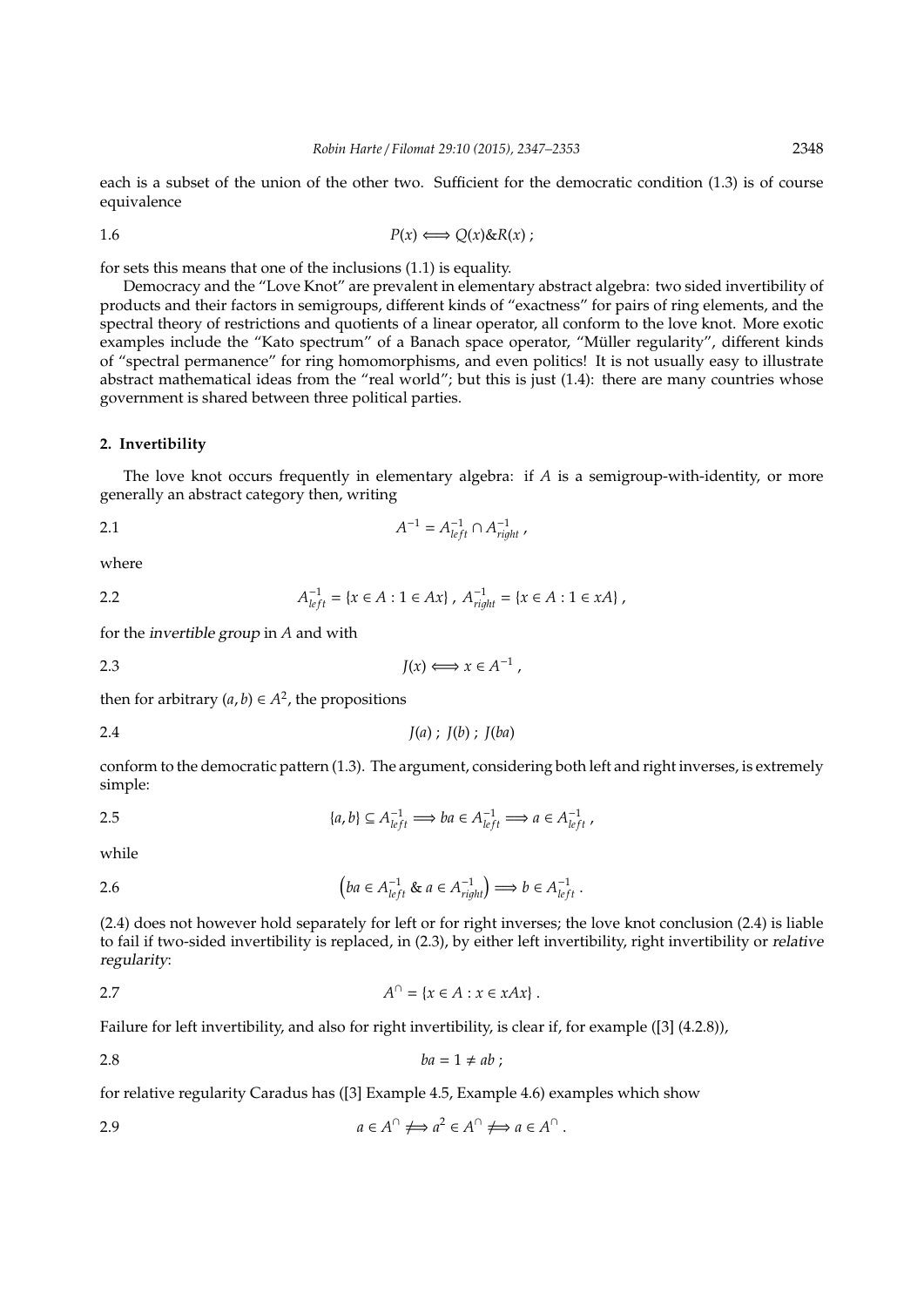each is a subset of the union of the other two. Sufficient for the democratic condition (1.3) is of course equivalence

$$P(x) \Longleftrightarrow Q(x)\&R(x) \; ; \tag{1.6}$$

for sets this means that one of the inclusions (1.1) is equality.

Democracy and the "Love Knot" are prevalent in elementary abstract algebra: two sided invertibility of products and their factors in semigroups, different kinds of "exactness" for pairs of ring elements, and the spectral theory of restrictions and quotients of a linear operator, all conform to the love knot. More exotic examples include the "Kato spectrum" of a Banach space operator, "Müller regularity", different kinds of "spectral permanence" for ring homomorphisms, and even politics! It is not usually easy to illustrate abstract mathematical ideas from the "real world"; but this is just (1.4): there are many countries whose government is shared between three political parties.

## 2. Invertibility

The love knot occurs frequently in elementary algebra: if $A$ is a semigroup-with-identity, or more generally an abstract category then, writing

$$A^{-1} = A^{-1}_{left} \cap A^{-1}_{right} \; , \tag{2.1}$$

where

$$A^{-1}_{left} = \{x \in A : 1 \in Ax\} \; , \; A^{-1}_{right} = \{x \in A : 1 \in xA\} \; , \tag{2.2}$$

for the *invertible group* in $A$ and with

$$J(x) \Longleftrightarrow x \in A^{-1} \; , \tag{2.3}$$

then for arbitrary $(a, b) \in A^2$, the propositions

$$J(a) \; ; \; J(b) \; ; \; J(ba) \tag{2.4}$$

conform to the democratic pattern (1.3). The argument, considering both left and right inverses, is extremely simple:

$$\{a, b\} \subseteq A^{-1}_{left} \Longrightarrow ba \in A^{-1}_{left} \Longrightarrow a \in A^{-1}_{left} \; , \tag{2.5}$$

while

$$\left(ba \in A^{-1}_{left} \;\&\; a \in A^{-1}_{right}\right) \Longrightarrow b \in A^{-1}_{left} \; . \tag{2.6}$$

(2.4) does not however hold separately for left or for right inverses; the love knot conclusion (2.4) is liable to fail if two-sided invertibility is replaced, in (2.3), by either left invertibility, right invertibility or *relative regularity*:

$$A^{\cap} = \{x \in A : x \in xAx\} \; . \tag{2.7}$$

Failure for left invertibility, and also for right invertibility, is clear if, for example ([3] (4.2.8)),

$$ba = 1 \neq ab \; ; \tag{2.8}$$

for relative regularity Caradus has ([3] Example 4.5, Example 4.6) examples which show

$$a \in A^{\cap} \not\Longrightarrow a^2 \in A^{\cap} \not\Longrightarrow a \in A^{\cap} \; . \tag{2.9}$$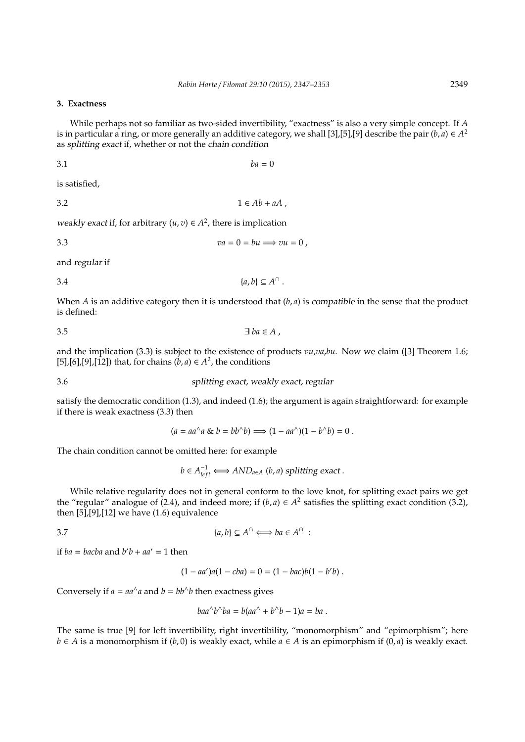### 3. Exactness

While perhaps not so familiar as two-sided invertibility, "exactness" is also a very simple concept. If $A$ is in particular a ring, or more generally an additive category, we shall [3],[5],[9] describe the pair $(b, a) \in A^2$ as *splitting exact* if, whether or not the *chain condition*

$$ba = 0 \tag{3.1}$$

is satisfied,

$$1 \in Ab + aA\ , \tag{3.2}$$

*weakly exact* if, for arbitrary $(u, v) \in A^2$, there is implication

$$va = 0 = bu \Longrightarrow vu = 0\ , \tag{3.3}$$

and *regular* if

$$\{a, b\} \subseteq A^\cap\ . \tag{3.4}$$

When $A$ is an additive category then it is understood that $(b, a)$ is *compatible* in the sense that the product is defined:

$$\exists\ ba \in A\ , \tag{3.5}$$

and the implication (3.3) is subject to the existence of products $vu$,$va$,$bu$. Now we claim ([3] Theorem 1.6; [5],[6],[9],[12]) that, for chains $(b, a) \in A^2$, the conditions

$$\textit{splitting exact, weakly exact, regular} \tag{3.6}$$

satisfy the democratic condition (1.3), and indeed (1.6); the argument is again straightforward: for example if there is weak exactness (3.3) then

$$(a = aa^\wedge a\ \&\ b = bb^\wedge b) \Longrightarrow (1 - aa^\wedge)(1 - b^\wedge b) = 0\ .$$

The chain condition cannot be omitted here: for example

$$b \in A^{-1}_{left} \Longleftrightarrow AND_{a\in A}\ (b, a)\ \textit{splitting exact}\ .$$

While relative regularity does not in general conform to the love knot, for splitting exact pairs we get the "regular" analogue of (2.4), and indeed more; if $(b, a) \in A^2$ satisfies the splitting exact condition (3.2), then [5],[9],[12] we have (1.6) equivalence

$$\{a, b\} \subseteq A^\cap \Longleftrightarrow ba \in A^\cap\ : \tag{3.7}$$

if $ba = bacba$ and $b'b + aa' = 1$ then

$$(1 - aa')a(1 - cba) = 0 = (1 - bac)b(1 - b'b)\ .$$

Conversely if $a = aa^\wedge a$ and $b = bb^\wedge b$ then exactness gives

$$baa^\wedge b^\wedge ba = b(aa^\wedge + b^\wedge b - 1)a = ba\ .$$

The same is true [9] for left invertibility, right invertibility, "monomorphism" and "epimorphism"; here $b \in A$ is a monomorphism if $(b, 0)$ is weakly exact, while $a \in A$ is an epimorphism if $(0, a)$ is weakly exact.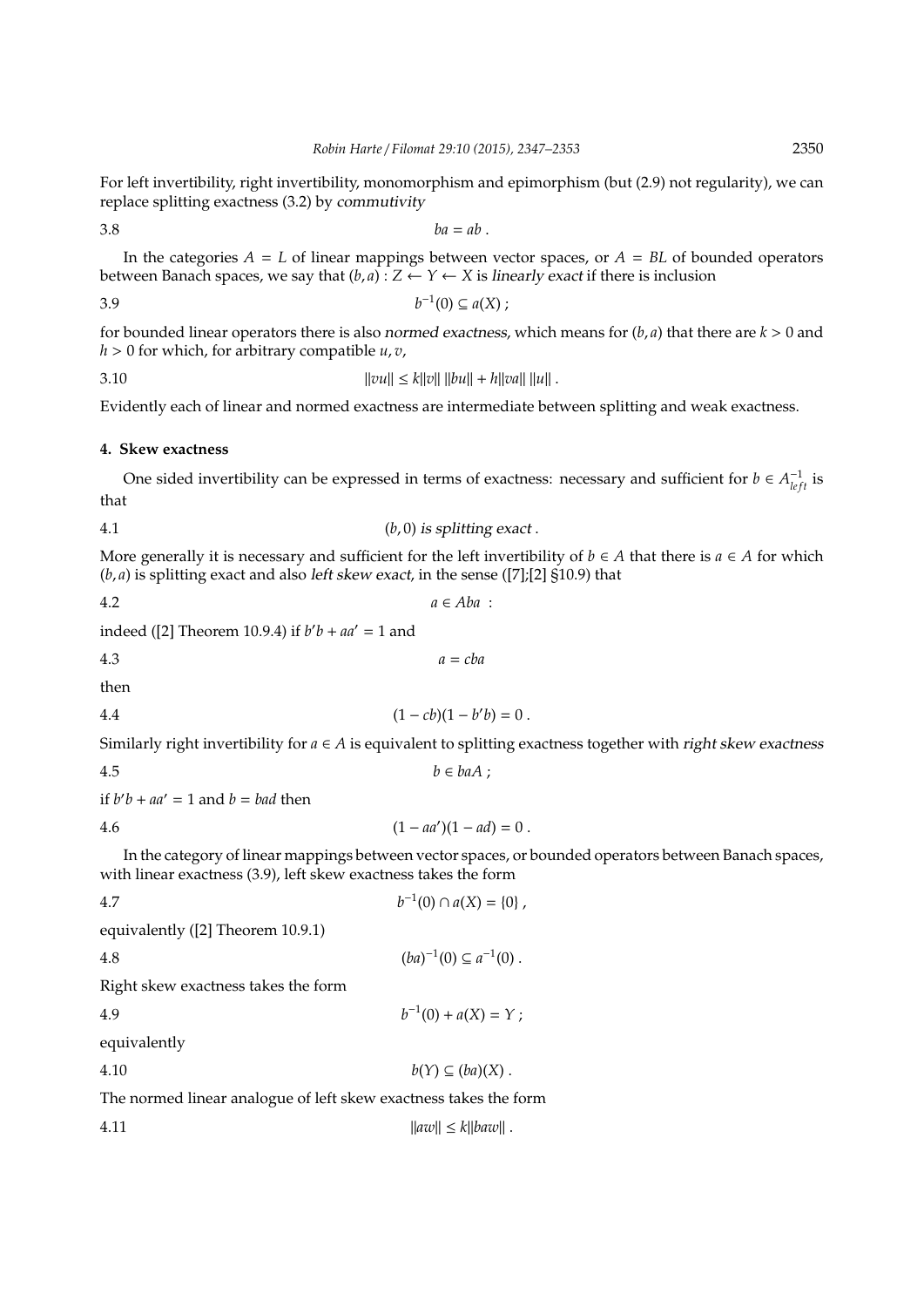For left invertibility, right invertibility, monomorphism and epimorphism (but (2.9) not regularity), we can replace splitting exactness (3.2) by *commutivity*

$$ba = ab \; . \tag{3.8}$$

In the categories $A = L$ of linear mappings between vector spaces, or $A = BL$ of bounded operators between Banach spaces, we say that $(b, a) : Z \leftarrow Y \leftarrow X$ is *linearly exact* if there is inclusion

$$b^{-1}(0) \subseteq a(X) \; ; \tag{3.9}$$

for bounded linear operators there is also *normed exactness*, which means for $(b, a)$ that there are $k > 0$ and $h > 0$ for which, for arbitrary compatible $u, v$,

$$\|vu\| \leq k\|v\| \, \|bu\| + h\|va\| \, \|u\| \; . \tag{3.10}$$

Evidently each of linear and normed exactness are intermediate between splitting and weak exactness.

## 4. Skew exactness

One sided invertibility can be expressed in terms of exactness: necessary and sufficient for $b \in A^{-1}_{left}$ is that

$$(b, 0) \text{ is splitting exact} \; . \tag{4.1}$$

More generally it is necessary and sufficient for the left invertibility of $b \in A$ that there is $a \in A$ for which $(b, a)$ is splitting exact and also *left skew exact*, in the sense ([7];[2] §10.9) that

$$a \in Aba \; : \tag{4.2}$$

indeed ([2] Theorem 10.9.4) if $b'b + aa' = 1$ and

$$a = cba \tag{4.3}$$

then

$$(1 - cb)(1 - b'b) = 0 \; . \tag{4.4}$$

Similarly right invertibility for $a \in A$ is equivalent to splitting exactness together with *right skew exactness*

$$b \in baA \; ; \tag{4.5}$$

if $b'b + aa' = 1$ and $b = bad$ then

$$(1 - aa')(1 - ad) = 0 \; . \tag{4.6}$$

In the category of linear mappings between vector spaces, or bounded operators between Banach spaces, with linear exactness (3.9), left skew exactness takes the form

$$b^{-1}(0) \cap a(X) = \{0\} \; , \tag{4.7}$$

equivalently ([2] Theorem 10.9.1)

$$(ba)^{-1}(0) \subseteq a^{-1}(0) \; . \tag{4.8}$$

Right skew exactness takes the form

$$b^{-1}(0) + a(X) = Y \; ; \tag{4.9}$$

equivalently

$$b(Y) \subseteq (ba)(X) \; . \tag{4.10}$$

The normed linear analogue of left skew exactness takes the form

$$\|aw\| \leq k\|baw\| \; . \tag{4.11}$$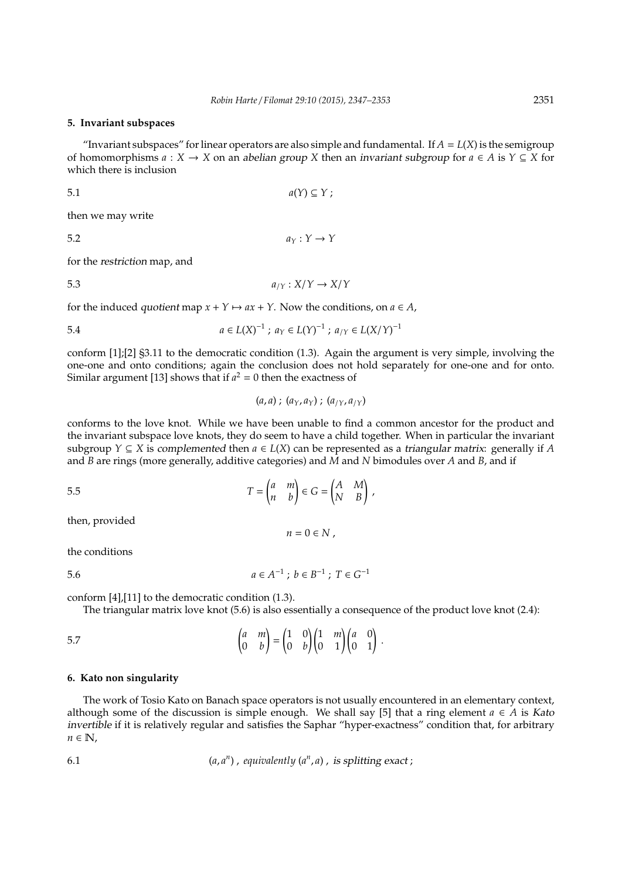## 5. Invariant subspaces

"Invariant subspaces" for linear operators are also simple and fundamental. If $A = L(X)$ is the semigroup of homomorphisms $a : X \to X$ on an *abelian group* $X$ then an *invariant subgroup* for $a \in A$ is $Y \subseteq X$ for which there is inclusion

$$5.1 \qquad a(Y) \subseteq Y\ ;$$

then we may write

$$5.2 \qquad a_Y : Y \to Y$$

for the *restriction* map, and

$$5.3 \qquad a_{/Y} : X/Y \to X/Y$$

for the induced *quotient* map $x + Y \mapsto ax + Y$. Now the conditions, on $a \in A$,

$$5.4 \qquad a \in L(X)^{-1}\ ;\ a_Y \in L(Y)^{-1}\ ;\ a_{/Y} \in L(X/Y)^{-1}$$

conform [1];[2] §3.11 to the democratic condition (1.3). Again the argument is very simple, involving the one-one and onto conditions; again the conclusion does not hold separately for one-one and for onto. Similar argument [13] shows that if $a^2 = 0$ then the exactness of

$$(a, a)\ ;\ (a_Y, a_Y)\ ;\ (a_{/Y}, a_{/Y})$$

conforms to the love knot. While we have been unable to find a common ancestor for the product and the invariant subspace love knots, they do seem to have a child together. When in particular the invariant subgroup $Y \subseteq X$ is *complemented* then $a \in L(X)$ can be represented as a *triangular matrix*: generally if $A$ and $B$ are rings (more generally, additive categories) and $M$ and $N$ bimodules over $A$ and $B$, and if

$$5.5 \qquad T = \begin{pmatrix} a & m \\ n & b \end{pmatrix} \in G = \begin{pmatrix} A & M \\ N & B \end{pmatrix},$$

then, provided

$$n = 0 \in N\ ,$$

the conditions

$$5.6 \qquad a \in A^{-1}\ ;\ b \in B^{-1}\ ;\ T \in G^{-1}$$

conform [4],[11] to the democratic condition (1.3).

The triangular matrix love knot (5.6) is also essentially a consequence of the product love knot (2.4):

$$5.7 \qquad \begin{pmatrix} a & m \\ 0 & b \end{pmatrix} = \begin{pmatrix} 1 & 0 \\ 0 & b \end{pmatrix} \begin{pmatrix} 1 & m \\ 0 & 1 \end{pmatrix} \begin{pmatrix} a & 0 \\ 0 & 1 \end{pmatrix}.$$

## 6. Kato non singularity

The work of Tosio Kato on Banach space operators is not usually encountered in an elementary context, although some of the discussion is simple enough. We shall say [5] that a ring element $a \in A$ is *Kato invertible* if it is relatively regular and satisfies the Saphar "hyper-exactness" condition that, for arbitrary $n \in \mathbb{N}$,

$$6.1 \qquad (a, a^n)\ ,\ \textit{equivalently}\ (a^n, a)\ ,\ \textit{is splitting exact}\ ;$$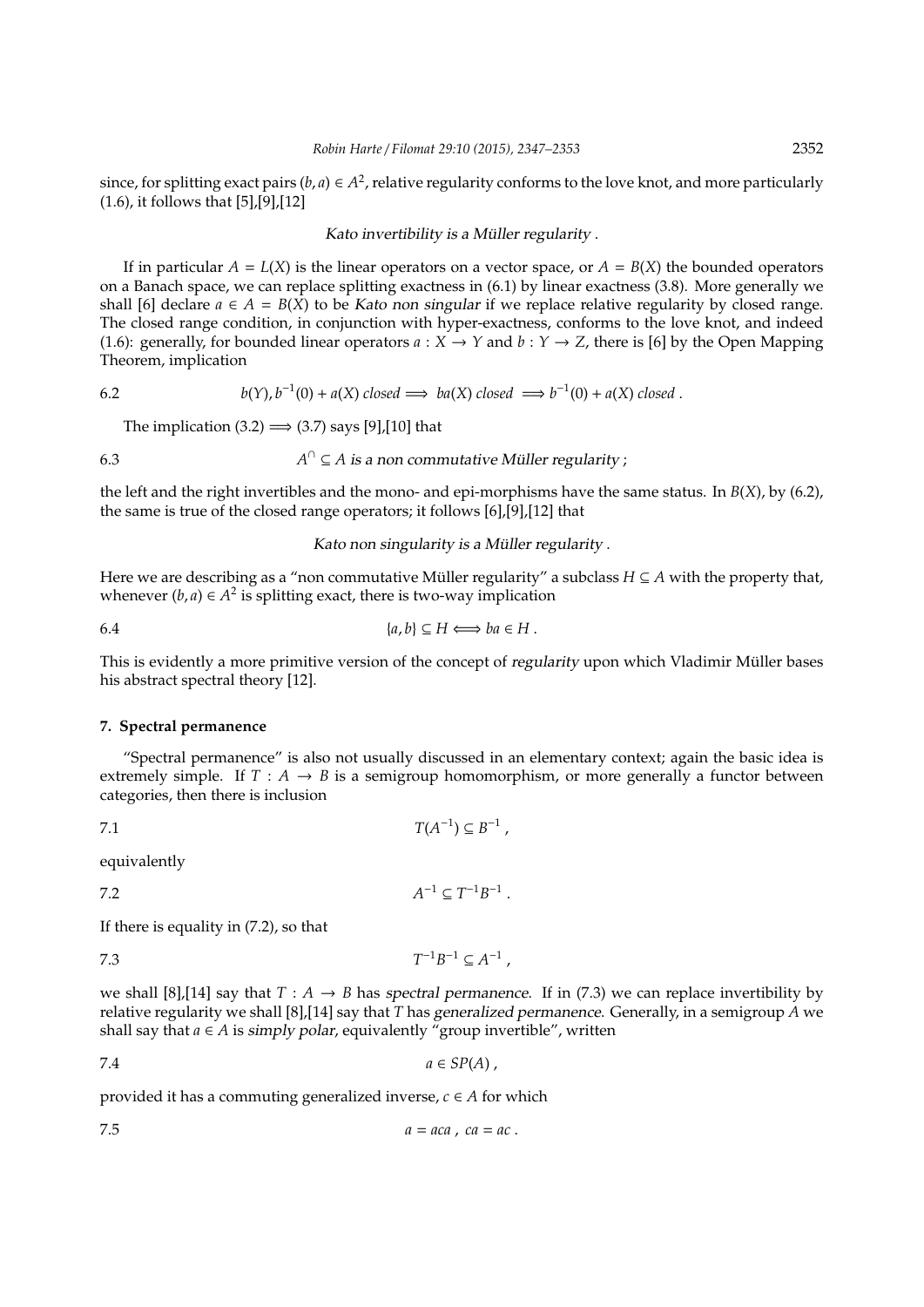since, for splitting exact pairs $(b, a) \in A^2$, relative regularity conforms to the love knot, and more particularly (1.6), it follows that [5],[9],[12]

*Kato invertibility is a Müller regularity .*

If in particular $A = L(X)$ is the linear operators on a vector space, or $A = B(X)$ the bounded operators on a Banach space, we can replace splitting exactness in (6.1) by linear exactness (3.8). More generally we shall [6] declare $a \in A = B(X)$ to be *Kato non singular* if we replace relative regularity by closed range. The closed range condition, in conjunction with hyper-exactness, conforms to the love knot, and indeed (1.6): generally, for bounded linear operators $a : X \to Y$ and $b : Y \to Z$, there is [6] by the Open Mapping Theorem, implication

$$b(Y), b^{-1}(0) + a(X) \textit{ closed} \Longrightarrow ba(X) \textit{ closed} \Longrightarrow b^{-1}(0) + a(X) \textit{ closed} . \tag{6.2}$$

The implication (3.2) $\Longrightarrow$ (3.7) says [9],[10] that

$$A^{\cap} \subseteq A \textit{ is a non commutative Müller regularity} ; \tag{6.3}$$

the left and the right invertibles and the mono- and epi-morphisms have the same status. In $B(X)$, by (6.2), the same is true of the closed range operators; it follows [6],[9],[12] that

*Kato non singularity is a Müller regularity .*

Here we are describing as a "non commutative Müller regularity" a subclass $H \subseteq A$ with the property that, whenever $(b, a) \in A^2$ is splitting exact, there is two-way implication

$$\{a, b\} \subseteq H \Longleftrightarrow ba \in H . \tag{6.4}$$

This is evidently a more primitive version of the concept of *regularity* upon which Vladimir Müller bases his abstract spectral theory [12].

## 7. Spectral permanence

"Spectral permanence" is also not usually discussed in an elementary context; again the basic idea is extremely simple. If $T : A \to B$ is a semigroup homomorphism, or more generally a functor between categories, then there is inclusion

$$T(A^{-1}) \subseteq B^{-1} , \tag{7.1}$$

equivalently

$$A^{-1} \subseteq T^{-1}B^{-1} . \tag{7.2}$$

If there is equality in (7.2), so that

$$T^{-1}B^{-1} \subseteq A^{-1} , \tag{7.3}$$

we shall [8],[14] say that $T : A \to B$ has *spectral permanence*. If in (7.3) we can replace invertibility by relative regularity we shall [8],[14] say that $T$ has *generalized permanence*. Generally, in a semigroup $A$ we shall say that $a \in A$ is *simply polar*, equivalently "group invertible", written

$$a \in SP(A) , \tag{7.4}$$

provided it has a commuting generalized inverse, $c \in A$ for which

$$a = aca \ , \ ca = ac . \tag{7.5}$$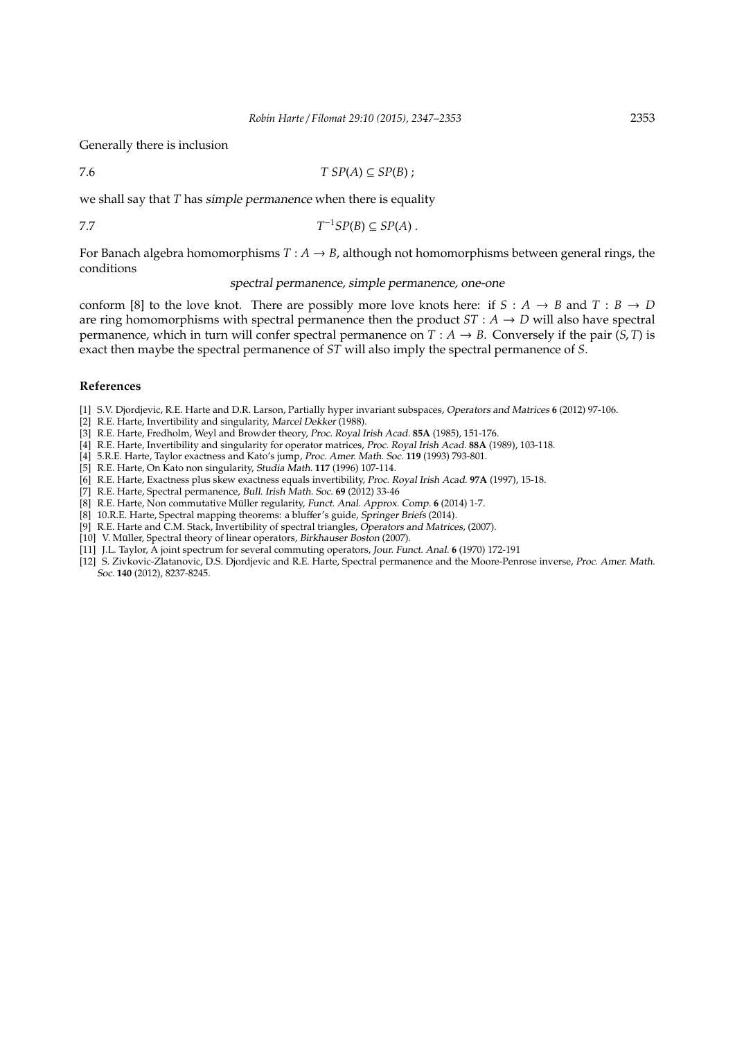Generally there is inclusion

$$T\, SP(A) \subseteq SP(B)\ ; \tag{7.6}$$

we shall say that $T$ has *simple permanence* when there is equality

$$T^{-1}SP(B) \subseteq SP(A)\ . \tag{7.7}$$

For Banach algebra homomorphisms $T : A \to B$, although not homomorphisms between general rings, the conditions

*spectral permanence, simple permanence, one-one*

conform [8] to the love knot. There are possibly more love knots here: if $S : A \to B$ and $T : B \to D$ are ring homomorphisms with spectral permanence then the product $ST : A \to D$ will also have spectral permanence, which in turn will confer spectral permanence on $T : A \to B$. Conversely if the pair $(S, T)$ is exact then maybe the spectral permanence of $ST$ will also imply the spectral permanence of $S$.

## References

[1] S.V. Djordjevic, R.E. Harte and D.R. Larson, Partially hyper invariant subspaces, *Operators and Matrices* **6** (2012) 97-106.

[2] R.E. Harte, Invertibility and singularity, *Marcel Dekker* (1988).

[3] R.E. Harte, Fredholm, Weyl and Browder theory, *Proc. Royal Irish Acad.* **85A** (1985), 151-176.

[4] R.E. Harte, Invertibility and singularity for operator matrices, *Proc. Royal Irish Acad.* **88A** (1989), 103-118.

[4] 5.R.E. Harte, Taylor exactness and Kato's jump, *Proc. Amer. Math. Soc.* **119** (1993) 793-801.

[5] R.E. Harte, On Kato non singularity, *Studia Math.* **117** (1996) 107-114.

[6] R.E. Harte, Exactness plus skew exactness equals invertibility, *Proc. Royal Irish Acad.* **97A** (1997), 15-18.

[7] R.E. Harte, Spectral permanence, *Bull. Irish Math. Soc.* **69** (2012) 33-46

[8] R.E. Harte, Non commutative Müller regularity, *Funct. Anal. Approx. Comp.* **6** (2014) 1-7.

[8] 10.R.E. Harte, Spectral mapping theorems: a bluffer's guide, *Springer Briefs* (2014).

[9] R.E. Harte and C.M. Stack, Invertibility of spectral triangles, *Operators and Matrices*, (2007).

[10] V. Müller, Spectral theory of linear operators, *Birkhauser Boston* (2007).

[11] J.L. Taylor, A joint spectrum for several commuting operators, *Jour. Funct. Anal.* **6** (1970) 172-191

[12] S. Zivkovic-Zlatanovic, D.S. Djordjevic and R.E. Harte, Spectral permanence and the Moore-Penrose inverse, *Proc. Amer. Math. Soc.* **140** (2012), 8237-8245.